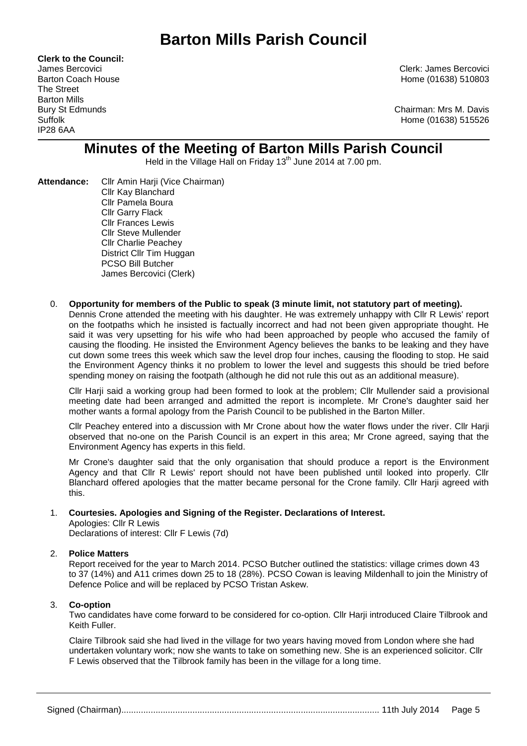# Barton Mills Parish Council

**Clerk to the Council:**
James Bercovici
Barton Coach House
The Street
Barton Mills
Bury St Edmunds
Suffolk
IP28 6AA

Clerk: James Bercovici
Home (01638) 510803

Chairman: Mrs M. Davis
Home (01638) 515526

## Minutes of the Meeting of Barton Mills Parish Council

Held in the Village Hall on Friday 13th June 2014 at 7.00 pm.

**Attendance:** Cllr Amin Harji (Vice Chairman)
Cllr Kay Blanchard
Cllr Pamela Boura
Cllr Garry Flack
Cllr Frances Lewis
Cllr Steve Mullender
Cllr Charlie Peachey
District Cllr Tim Huggan
PCSO Bill Butcher
James Bercovici (Clerk)

0. **Opportunity for members of the Public to speak (3 minute limit, not statutory part of meeting).**

   Dennis Crone attended the meeting with his daughter. He was extremely unhappy with Cllr R Lewis' report on the footpaths which he insisted is factually incorrect and had not been given appropriate thought. He said it was very upsetting for his wife who had been approached by people who accused the family of causing the flooding. He insisted the Environment Agency believes the banks to be leaking and they have cut down some trees this week which saw the level drop four inches, causing the flooding to stop. He said the Environment Agency thinks it no problem to lower the level and suggests this should be tried before spending money on raising the footpath (although he did not rule this out as an additional measure).

   Cllr Harji said a working group had been formed to look at the problem; Cllr Mullender said a provisional meeting date had been arranged and admitted the report is incomplete. Mr Crone's daughter said her mother wants a formal apology from the Parish Council to be published in the Barton Miller.

   Cllr Peachey entered into a discussion with Mr Crone about how the water flows under the river. Cllr Harji observed that no-one on the Parish Council is an expert in this area; Mr Crone agreed, saying that the Environment Agency has experts in this field.

   Mr Crone's daughter said that the only organisation that should produce a report is the Environment Agency and that Cllr R Lewis' report should not have been published until looked into properly. Cllr Blanchard offered apologies that the matter became personal for the Crone family. Cllr Harji agreed with this.

1. **Courtesies. Apologies and Signing of the Register. Declarations of Interest.**

   Apologies: Cllr R Lewis
   Declarations of interest: Cllr F Lewis (7d)

2. **Police Matters**

   Report received for the year to March 2014. PCSO Butcher outlined the statistics: village crimes down 43 to 37 (14%) and A11 crimes down 25 to 18 (28%). PCSO Cowan is leaving Mildenhall to join the Ministry of Defence Police and will be replaced by PCSO Tristan Askew.

3. **Co-option**

   Two candidates have come forward to be considered for co-option. Cllr Harji introduced Claire Tilbrook and Keith Fuller.

   Claire Tilbrook said she had lived in the village for two years having moved from London where she had undertaken voluntary work; now she wants to take on something new. She is an experienced solicitor. Cllr F Lewis observed that the Tilbrook family has been in the village for a long time.

Signed (Chairman)........................................................................................................ 11th July 2014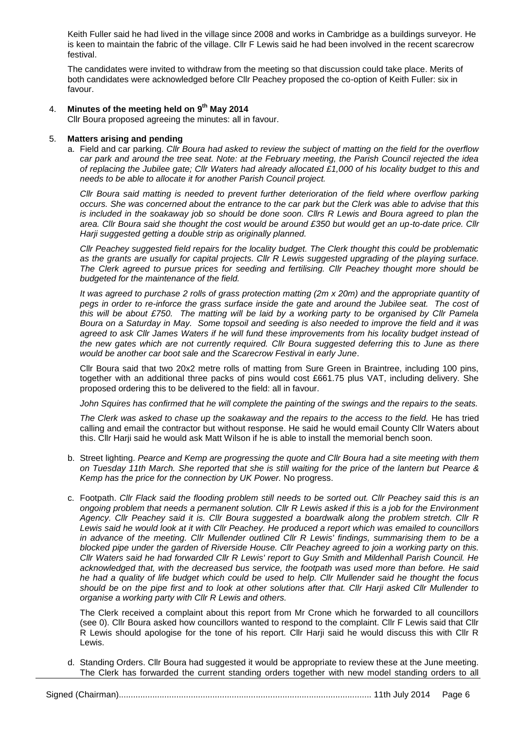Keith Fuller said he had lived in the village since 2008 and works in Cambridge as a buildings surveyor. He is keen to maintain the fabric of the village. Cllr F Lewis said he had been involved in the recent scarecrow festival.

The candidates were invited to withdraw from the meeting so that discussion could take place. Merits of both candidates were acknowledged before Cllr Peachey proposed the co-option of Keith Fuller: six in favour.

4. **Minutes of the meeting held on 9th May 2014**

   Cllr Boura proposed agreeing the minutes: all in favour.

5. **Matters arising and pending**

   a. Field and car parking. *Cllr Boura had asked to review the subject of matting on the field for the overflow car park and around the tree seat. Note: at the February meeting, the Parish Council rejected the idea of replacing the Jubilee gate; Cllr Waters had already allocated £1,000 of his locality budget to this and needs to be able to allocate it for another Parish Council project.*

   *Cllr Boura said matting is needed to prevent further deterioration of the field where overflow parking occurs. She was concerned about the entrance to the car park but the Clerk was able to advise that this is included in the soakaway job so should be done soon. Cllrs R Lewis and Boura agreed to plan the area. Cllr Boura said she thought the cost would be around £350 but would get an up-to-date price. Cllr Harji suggested getting a double strip as originally planned.*

   *Cllr Peachey suggested field repairs for the locality budget. The Clerk thought this could be problematic as the grants are usually for capital projects. Cllr R Lewis suggested upgrading of the playing surface. The Clerk agreed to pursue prices for seeding and fertilising. Cllr Peachey thought more should be budgeted for the maintenance of the field.*

   *It was agreed to purchase 2 rolls of grass protection matting (2m x 20m) and the appropriate quantity of pegs in order to re-inforce the grass surface inside the gate and around the Jubilee seat. The cost of this will be about £750. The matting will be laid by a working party to be organised by Cllr Pamela Boura on a Saturday in May. Some topsoil and seeding is also needed to improve the field and it was agreed to ask Cllr James Waters if he will fund these improvements from his locality budget instead of the new gates which are not currently required. Cllr Boura suggested deferring this to June as there would be another car boot sale and the Scarecrow Festival in early June*.

   Cllr Boura said that two 20x2 metre rolls of matting from Sure Green in Braintree, including 100 pins, together with an additional three packs of pins would cost £661.75 plus VAT, including delivery. She proposed ordering this to be delivered to the field: all in favour.

   *John Squires has confirmed that he will complete the painting of the swings and the repairs to the seats.*

   *The Clerk was asked to chase up the soakaway and the repairs to the access to the field.* He has tried calling and email the contractor but without response. He said he would email County Cllr Waters about this. Cllr Harji said he would ask Matt Wilson if he is able to install the memorial bench soon.

   b. Street lighting. *Pearce and Kemp are progressing the quote and Cllr Boura had a site meeting with them on Tuesday 11th March. She reported that she is still waiting for the price of the lantern but Pearce & Kemp has the price for the connection by UK Power.* No progress.

   c. Footpath. *Cllr Flack said the flooding problem still needs to be sorted out. Cllr Peachey said this is an ongoing problem that needs a permanent solution. Cllr R Lewis asked if this is a job for the Environment Agency. Cllr Peachey said it is. Cllr Boura suggested a boardwalk along the problem stretch. Cllr R Lewis said he would look at it with Cllr Peachey. He produced a report which was emailed to councillors in advance of the meeting. Cllr Mullender outlined Cllr R Lewis' findings, summarising them to be a blocked pipe under the garden of Riverside House. Cllr Peachey agreed to join a working party on this. Cllr Waters said he had forwarded Cllr R Lewis' report to Guy Smith and Mildenhall Parish Council. He acknowledged that, with the decreased bus service, the footpath was used more than before. He said he had a quality of life budget which could be used to help. Cllr Mullender said he thought the focus should be on the pipe first and to look at other solutions after that. Cllr Harji asked Cllr Mullender to organise a working party with Cllr R Lewis and others.*

   The Clerk received a complaint about this report from Mr Crone which he forwarded to all councillors (see 0). Cllr Boura asked how councillors wanted to respond to the complaint. Cllr F Lewis said that Cllr R Lewis should apologise for the tone of his report. Cllr Harji said he would discuss this with Cllr R Lewis.

   d. Standing Orders. Cllr Boura had suggested it would be appropriate to review these at the June meeting. The Clerk has forwarded the current standing orders together with new model standing orders to all

Signed (Chairman)........................................................................................................ 11th July 2014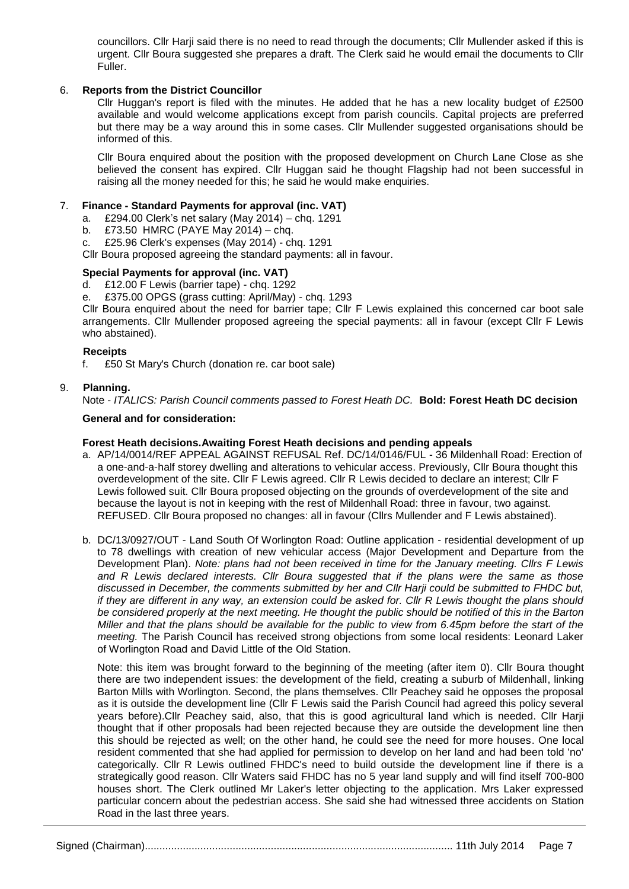councillors. Cllr Harji said there is no need to read through the documents; Cllr Mullender asked if this is urgent. Cllr Boura suggested she prepares a draft. The Clerk said he would email the documents to Cllr Fuller.

6. **Reports from the District Councillor**

   Cllr Huggan's report is filed with the minutes. He added that he has a new locality budget of £2500 available and would welcome applications except from parish councils. Capital projects are preferred but there may be a way around this in some cases. Cllr Mullender suggested organisations should be informed of this.

   Cllr Boura enquired about the position with the proposed development on Church Lane Close as she believed the consent has expired. Cllr Huggan said he thought Flagship had not been successful in raising all the money needed for this; he said he would make enquiries.

7. **Finance - Standard Payments for approval (inc. VAT)**
   a. £294.00 Clerk's net salary (May 2014) – chq. 1291
   b. £73.50 HMRC (PAYE May 2014) – chq.
   c. £25.96 Clerk's expenses (May 2014) - chq. 1291

   Cllr Boura proposed agreeing the standard payments: all in favour.

   **Special Payments for approval (inc. VAT)**
   d. £12.00 F Lewis (barrier tape) - chq. 1292
   e. £375.00 OPGS (grass cutting: April/May) - chq. 1293

   Cllr Boura enquired about the need for barrier tape; Cllr F Lewis explained this concerned car boot sale arrangements. Cllr Mullender proposed agreeing the special payments: all in favour (except Cllr F Lewis who abstained).

   **Receipts**
   f. £50 St Mary's Church (donation re. car boot sale)

9. **Planning.**

   Note - *ITALICS: Parish Council comments passed to Forest Heath DC.* **Bold: Forest Heath DC decision**

   **General and for consideration:**

   **Forest Heath decisions.Awaiting Forest Heath decisions and pending appeals**

   a. AP/14/0014/REF APPEAL AGAINST REFUSAL Ref. DC/14/0146/FUL - 36 Mildenhall Road: Erection of a one-and-a-half storey dwelling and alterations to vehicular access. Previously, Cllr Boura thought this overdevelopment of the site. Cllr F Lewis agreed. Cllr R Lewis decided to declare an interest; Cllr F Lewis followed suit. Cllr Boura proposed objecting on the grounds of overdevelopment of the site and because the layout is not in keeping with the rest of Mildenhall Road: three in favour, two against. REFUSED. Cllr Boura proposed no changes: all in favour (Cllrs Mullender and F Lewis abstained).

   b. DC/13/0927/OUT - Land South Of Worlington Road: Outline application - residential development of up to 78 dwellings with creation of new vehicular access (Major Development and Departure from the Development Plan). *Note: plans had not been received in time for the January meeting. Cllrs F Lewis and R Lewis declared interests. Cllr Boura suggested that if the plans were the same as those discussed in December, the comments submitted by her and Cllr Harji could be submitted to FHDC but, if they are different in any way, an extension could be asked for. Cllr R Lewis thought the plans should be considered properly at the next meeting. He thought the public should be notified of this in the Barton Miller and that the plans should be available for the public to view from 6.45pm before the start of the meeting.* The Parish Council has received strong objections from some local residents: Leonard Laker of Worlington Road and David Little of the Old Station.

      Note: this item was brought forward to the beginning of the meeting (after item 0). Cllr Boura thought there are two independent issues: the development of the field, creating a suburb of Mildenhall, linking Barton Mills with Worlington. Second, the plans themselves. Cllr Peachey said he opposes the proposal as it is outside the development line (Cllr F Lewis said the Parish Council had agreed this policy several years before).Cllr Peachey said, also, that this is good agricultural land which is needed. Cllr Harji thought that if other proposals had been rejected because they are outside the development line then this should be rejected as well; on the other hand, he could see the need for more houses. One local resident commented that she had applied for permission to develop on her land and had been told 'no' categorically. Cllr R Lewis outlined FHDC's need to build outside the development line if there is a strategically good reason. Cllr Waters said FHDC has no 5 year land supply and will find itself 700-800 houses short. The Clerk outlined Mr Laker's letter objecting to the application. Mrs Laker expressed particular concern about the pedestrian access. She said she had witnessed three accidents on Station Road in the last three years.

Signed (Chairman)........................................................................................................ 11th July 2014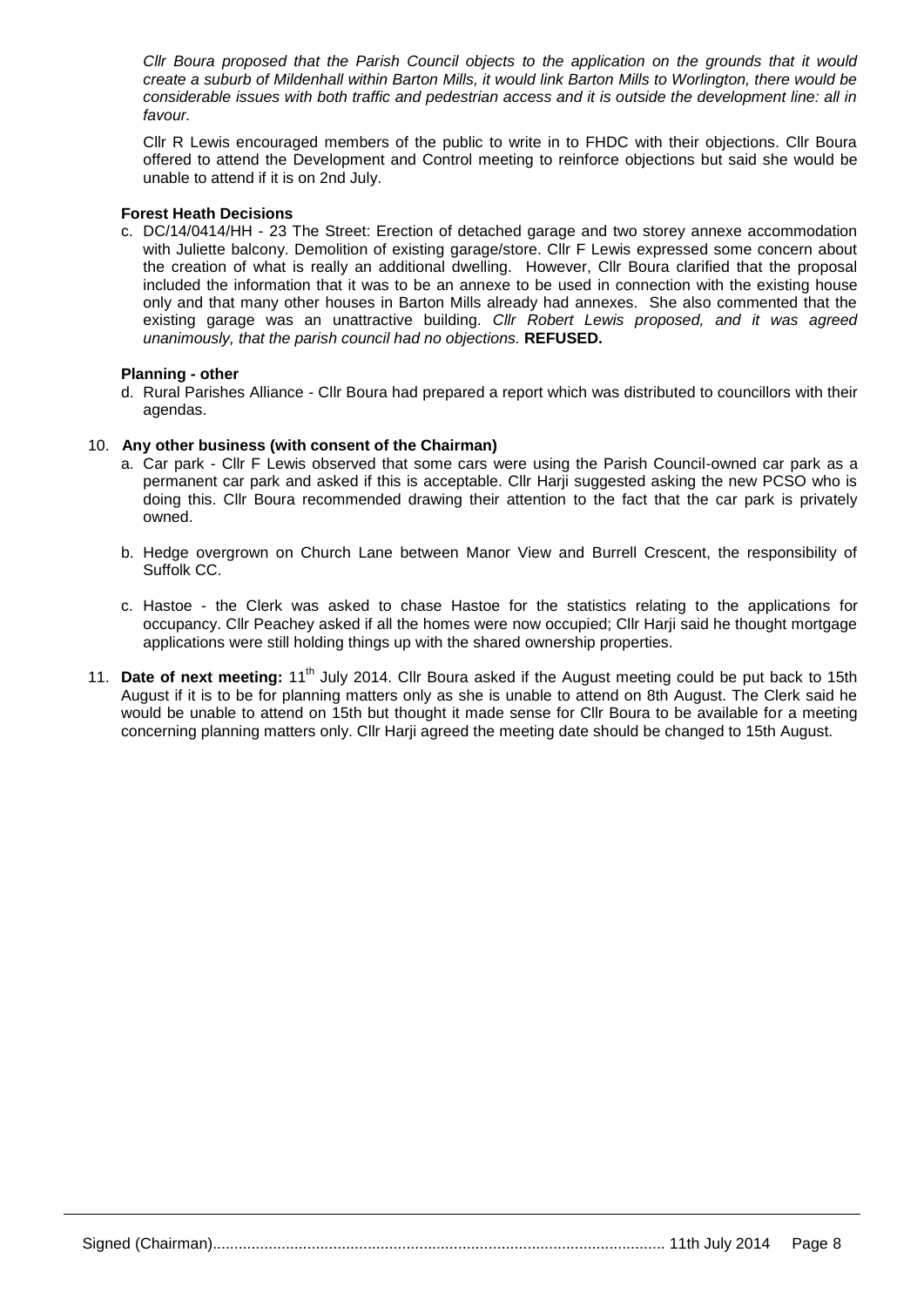*Cllr Boura proposed that the Parish Council objects to the application on the grounds that it would create a suburb of Mildenhall within Barton Mills, it would link Barton Mills to Worlington, there would be considerable issues with both traffic and pedestrian access and it is outside the development line: all in favour.*

Cllr R Lewis encouraged members of the public to write in to FHDC with their objections. Cllr Boura offered to attend the Development and Control meeting to reinforce objections but said she would be unable to attend if it is on 2nd July.

**Forest Heath Decisions**

c. DC/14/0414/HH - 23 The Street: Erection of detached garage and two storey annexe accommodation with Juliette balcony. Demolition of existing garage/store. Cllr F Lewis expressed some concern about the creation of what is really an additional dwelling. However, Cllr Boura clarified that the proposal included the information that it was to be an annexe to be used in connection with the existing house only and that many other houses in Barton Mills already had annexes. She also commented that the existing garage was an unattractive building. *Cllr Robert Lewis proposed, and it was agreed unanimously, that the parish council had no objections.* **REFUSED.**

**Planning - other**

d. Rural Parishes Alliance - Cllr Boura had prepared a report which was distributed to councillors with their agendas.

10. **Any other business (with consent of the Chairman)**
    a. Car park - Cllr F Lewis observed that some cars were using the Parish Council-owned car park as a permanent car park and asked if this is acceptable. Cllr Harji suggested asking the new PCSO who is doing this. Cllr Boura recommended drawing their attention to the fact that the car park is privately owned.

    b. Hedge overgrown on Church Lane between Manor View and Burrell Crescent, the responsibility of Suffolk CC.

    c. Hastoe - the Clerk was asked to chase Hastoe for the statistics relating to the applications for occupancy. Cllr Peachey asked if all the homes were now occupied; Cllr Harji said he thought mortgage applications were still holding things up with the shared ownership properties.

11. **Date of next meeting:** 11th July 2014. Cllr Boura asked if the August meeting could be put back to 15th August if it is to be for planning matters only as she is unable to attend on 8th August. The Clerk said he would be unable to attend on 15th but thought it made sense for Cllr Boura to be available for a meeting concerning planning matters only. Cllr Harji agreed the meeting date should be changed to 15th August.

Signed (Chairman)........................................................................................................ 11th July 2014